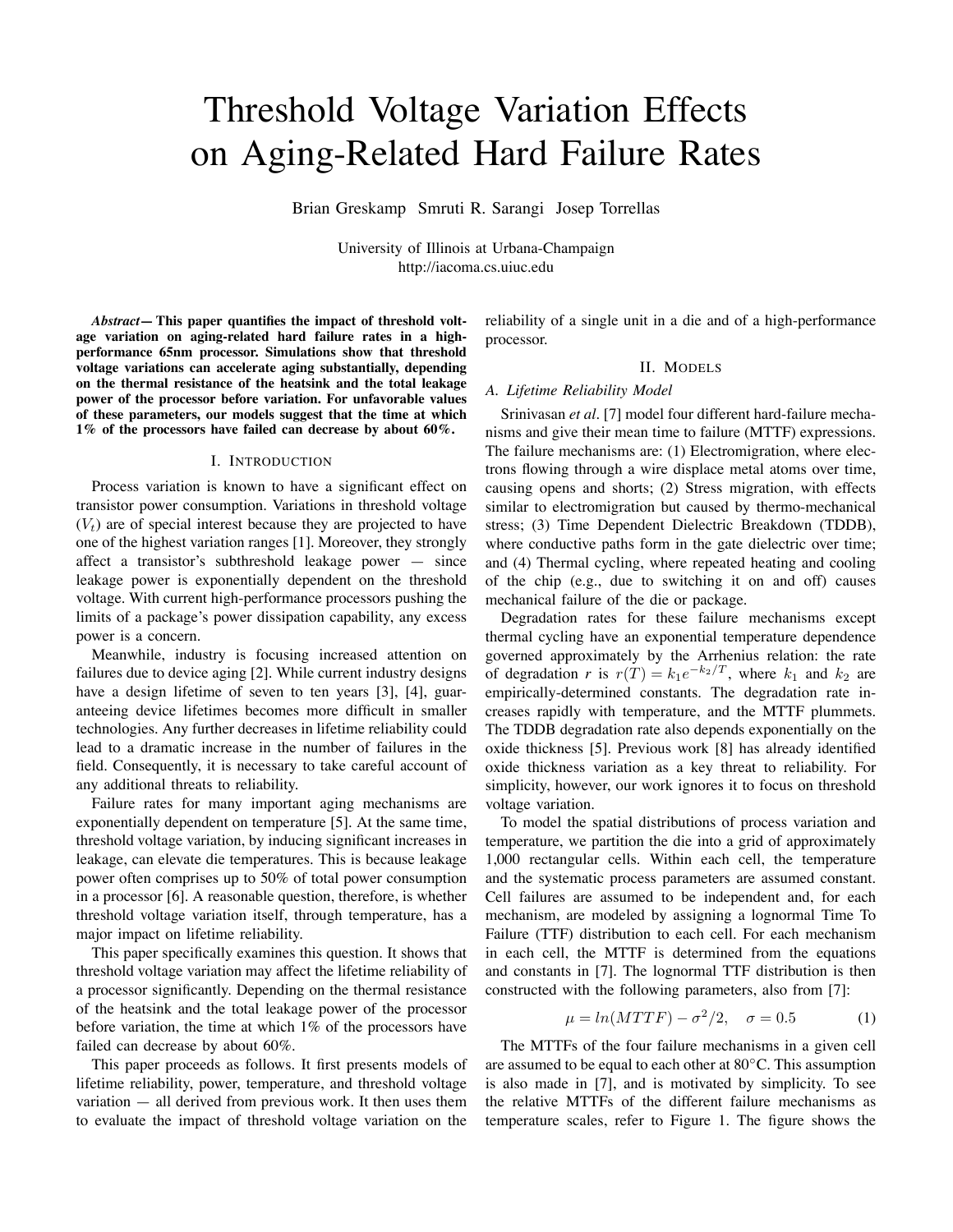# Threshold Voltage Variation Effects on Aging-Related Hard Failure Rates

Brian Greskamp Smruti R. Sarangi Josep Torrellas

University of Illinois at Urbana-Champaign
http://iacoma.cs.uiuc.edu

***Abstract*— This paper quantifies the impact of threshold voltage variation on aging-related hard failure rates in a high-performance 65nm processor. Simulations show that threshold voltage variations can accelerate aging substantially, depending on the thermal resistance of the heatsink and the total leakage power of the processor before variation. For unfavorable values of these parameters, our models suggest that the time at which 1% of the processors have failed can decrease by about 60%.**

## I. Introduction

Process variation is known to have a significant effect on transistor power consumption. Variations in threshold voltage ($V_t$) are of special interest because they are projected to have one of the highest variation ranges [1]. Moreover, they strongly affect a transistor's subthreshold leakage power — since leakage power is exponentially dependent on the threshold voltage. With current high-performance processors pushing the limits of a package's power dissipation capability, any excess power is a concern.

Meanwhile, industry is focusing increased attention on failures due to device aging [2]. While current industry designs have a design lifetime of seven to ten years [3], [4], guaranteeing device lifetimes becomes more difficult in smaller technologies. Any further decreases in lifetime reliability could lead to a dramatic increase in the number of failures in the field. Consequently, it is necessary to take careful account of any additional threats to reliability.

Failure rates for many important aging mechanisms are exponentially dependent on temperature [5]. At the same time, threshold voltage variation, by inducing significant increases in leakage, can elevate die temperatures. This is because leakage power often comprises up to 50% of total power consumption in a processor [6]. A reasonable question, therefore, is whether threshold voltage variation itself, through temperature, has a major impact on lifetime reliability.

This paper specifically examines this question. It shows that threshold voltage variation may affect the lifetime reliability of a processor significantly. Depending on the thermal resistance of the heatsink and the total leakage power of the processor before variation, the time at which 1% of the processors have failed can decrease by about 60%.

This paper proceeds as follows. It first presents models of lifetime reliability, power, temperature, and threshold voltage variation — all derived from previous work. It then uses them to evaluate the impact of threshold voltage variation on the reliability of a single unit in a die and of a high-performance processor.

## II. Models

### A. Lifetime Reliability Model

Srinivasan *et al*. [7] model four different hard-failure mechanisms and give their mean time to failure (MTTF) expressions. The failure mechanisms are: (1) Electromigration, where electrons flowing through a wire displace metal atoms over time, causing opens and shorts; (2) Stress migration, with effects similar to electromigration but caused by thermo-mechanical stress; (3) Time Dependent Dielectric Breakdown (TDDB), where conductive paths form in the gate dielectric over time; and (4) Thermal cycling, where repeated heating and cooling of the chip (e.g., due to switching it on and off) causes mechanical failure of the die or package.

Degradation rates for these failure mechanisms except thermal cycling have an exponential temperature dependence governed approximately by the Arrhenius relation: the rate of degradation $r$ is $r(T) = k_1 e^{-k_2/T}$, where $k_1$ and $k_2$ are empirically-determined constants. The degradation rate increases rapidly with temperature, and the MTTF plummets. The TDDB degradation rate also depends exponentially on the oxide thickness [5]. Previous work [8] has already identified oxide thickness variation as a key threat to reliability. For simplicity, however, our work ignores it to focus on threshold voltage variation.

To model the spatial distributions of process variation and temperature, we partition the die into a grid of approximately 1,000 rectangular cells. Within each cell, the temperature and the systematic process parameters are assumed constant. Cell failures are assumed to be independent and, for each mechanism, are modeled by assigning a lognormal Time To Failure (TTF) distribution to each cell. For each mechanism in each cell, the MTTF is determined from the equations and constants in [7]. The lognormal TTF distribution is then constructed with the following parameters, also from [7]:

$$\mu = ln(MTTF) - \sigma^2/2, \quad \sigma = 0.5 \tag{1}$$

The MTTFs of the four failure mechanisms in a given cell are assumed to be equal to each other at 80°C. This assumption is also made in [7], and is motivated by simplicity. To see the relative MTTFs of the different failure mechanisms as temperature scales, refer to Figure 1. The figure shows the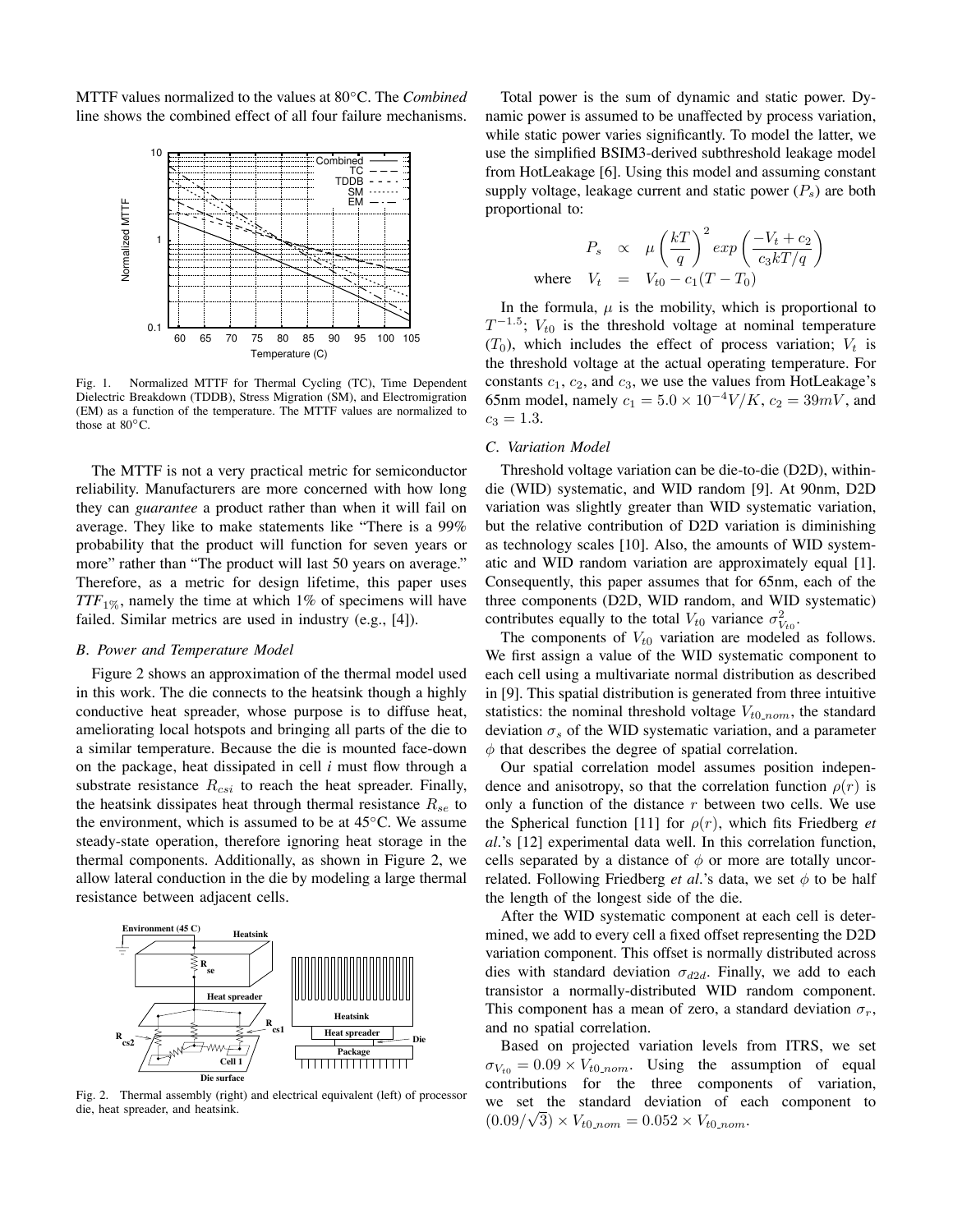MTTF values normalized to the values at 80°C. The *Combined* line shows the combined effect of all four failure mechanisms.

Fig. 1. Normalized MTTF for Thermal Cycling (TC), Time Dependent Dielectric Breakdown (TDDB), Stress Migration (SM), and Electromigration (EM) as a function of the temperature. The MTTF values are normalized to those at 80°C.

The MTTF is not a very practical metric for semiconductor reliability. Manufacturers are more concerned with how long they can *guarantee* a product rather than when it will fail on average. They like to make statements like "There is a 99% probability that the product will function for seven years or more" rather than "The product will last 50 years on average." Therefore, as a metric for design lifetime, this paper uses $TTF_{1\%}$, namely the time at which 1% of specimens will have failed. Similar metrics are used in industry (e.g., [4]).

### *B. Power and Temperature Model*

Figure 2 shows an approximation of the thermal model used in this work. The die connects to the heatsink though a highly conductive heat spreader, whose purpose is to diffuse heat, ameliorating local hotspots and bringing all parts of the die to a similar temperature. Because the die is mounted face-down on the package, heat dissipated in cell *i* must flow through a substrate resistance $R_{csi}$ to reach the heat spreader. Finally, the heatsink dissipates heat through thermal resistance $R_{se}$ to the environment, which is assumed to be at 45°C. We assume steady-state operation, therefore ignoring heat storage in the thermal components. Additionally, as shown in Figure 2, we allow lateral conduction in the die by modeling a large thermal resistance between adjacent cells.

Fig. 2. Thermal assembly (right) and electrical equivalent (left) of processor die, heat spreader, and heatsink.

Total power is the sum of dynamic and static power. Dynamic power is assumed to be unaffected by process variation, while static power varies significantly. To model the latter, we use the simplified BSIM3-derived subthreshold leakage model from HotLeakage [6]. Using this model and assuming constant supply voltage, leakage current and static power ($P_s$) are both proportional to:

$$
\begin{aligned}
P_s &\propto \mu \left(\frac{kT}{q}\right)^2 exp\left(\frac{-V_t + c_2}{c_3 kT/q}\right) \\
\text{where} \quad V_t &= V_{t0} - c_1(T - T_0)
\end{aligned}
$$

In the formula, $\mu$ is the mobility, which is proportional to $T^{-1.5}$; $V_{t0}$ is the threshold voltage at nominal temperature ($T_0$), which includes the effect of process variation; $V_t$ is the threshold voltage at the actual operating temperature. For constants $c_1$, $c_2$, and $c_3$, we use the values from HotLeakage's 65nm model, namely $c_1 = 5.0 \times 10^{-4} V/K$, $c_2 = 39mV$, and $c_3 = 1.3$.

### *C. Variation Model*

Threshold voltage variation can be die-to-die (D2D), within-die (WID) systematic, and WID random [9]. At 90nm, D2D variation was slightly greater than WID systematic variation, but the relative contribution of D2D variation is diminishing as technology scales [10]. Also, the amounts of WID systematic and WID random variation are approximately equal [1]. Consequently, this paper assumes that for 65nm, each of the three components (D2D, WID random, and WID systematic) contributes equally to the total $V_{t0}$ variance $\sigma^2_{V_{t0}}$.

The components of $V_{t0}$ variation are modeled as follows. We first assign a value of the WID systematic component to each cell using a multivariate normal distribution as described in [9]. This spatial distribution is generated from three intuitive statistics: the nominal threshold voltage $V_{t0\_nom}$, the standard deviation $\sigma_s$ of the WID systematic variation, and a parameter $\phi$ that describes the degree of spatial correlation.

Our spatial correlation model assumes position independence and anisotropy, so that the correlation function $\rho(r)$ is only a function of the distance $r$ between two cells. We use the Spherical function [11] for $\rho(r)$, which fits Friedberg *et al.*'s [12] experimental data well. In this correlation function, cells separated by a distance of $\phi$ or more are totally uncorrelated. Following Friedberg *et al.*'s data, we set $\phi$ to be half the length of the longest side of the die.

After the WID systematic component at each cell is determined, we add to every cell a fixed offset representing the D2D variation component. This offset is normally distributed across dies with standard deviation $\sigma_{d2d}$. Finally, we add to each transistor a normally-distributed WID random component. This component has a mean of zero, a standard deviation $\sigma_r$, and no spatial correlation.

Based on projected variation levels from ITRS, we set $\sigma_{V_{t0}} = 0.09 \times V_{t0\_nom}$. Using the assumption of equal contributions for the three components of variation, we set the standard deviation of each component to $(0.09/\sqrt{3}) \times V_{t0\_nom} = 0.052 \times V_{t0\_nom}$.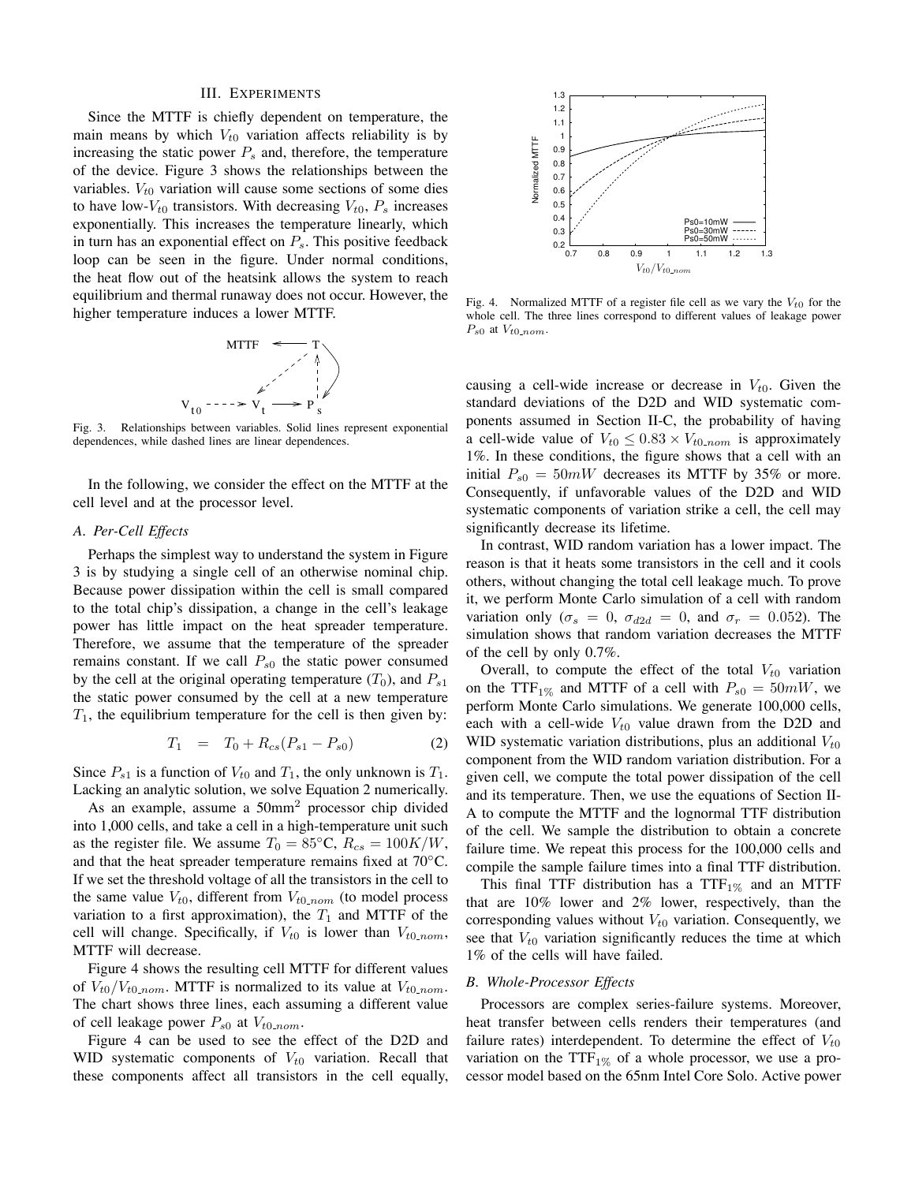## III. Experiments

Since the MTTF is chiefly dependent on temperature, the main means by which $V_{t0}$ variation affects reliability is by increasing the static power $P_s$ and, therefore, the temperature of the device. Figure 3 shows the relationships between the variables. $V_{t0}$ variation will cause some sections of some dies to have low-$V_{t0}$ transistors. With decreasing $V_{t0}$, $P_s$ increases exponentially. This increases the temperature linearly, which in turn has an exponential effect on $P_s$. This positive feedback loop can be seen in the figure. Under normal conditions, the heat flow out of the heatsink allows the system to reach equilibrium and thermal runaway does not occur. However, the higher temperature induces a lower MTTF.

Fig. 3. Relationships between variables. Solid lines represent exponential dependences, while dashed lines are linear dependences.

In the following, we consider the effect on the MTTF at the cell level and at the processor level.

### A. Per-Cell Effects

Perhaps the simplest way to understand the system in Figure 3 is by studying a single cell of an otherwise nominal chip. Because power dissipation within the cell is small compared to the total chip's dissipation, a change in the cell's leakage power has little impact on the heat spreader temperature. Therefore, we assume that the temperature of the spreader remains constant. If we call $P_{s0}$ the static power consumed by the cell at the original operating temperature ($T_0$), and $P_{s1}$ the static power consumed by the cell at a new temperature $T_1$, the equilibrium temperature for the cell is then given by:

$$T_1 \quad = \quad T_0 + R_{cs}(P_{s1} - P_{s0}) \tag{2}$$

Since $P_{s1}$ is a function of $V_{t0}$ and $T_1$, the only unknown is $T_1$. Lacking an analytic solution, we solve Equation 2 numerically.

As an example, assume a 50mm$^2$ processor chip divided into 1,000 cells, and take a cell in a high-temperature unit such as the register file. We assume $T_0 = 85°$C, $R_{cs} = 100K/W$, and that the heat spreader temperature remains fixed at 70°C. If we set the threshold voltage of all the transistors in the cell to the same value $V_{t0}$, different from $V_{t0\_nom}$ (to model process variation to a first approximation), the $T_1$ and MTTF of the cell will change. Specifically, if $V_{t0}$ is lower than $V_{t0\_nom}$, MTTF will decrease.

Figure 4 shows the resulting cell MTTF for different values of $V_{t0}/V_{t0\_nom}$. MTTF is normalized to its value at $V_{t0\_nom}$. The chart shows three lines, each assuming a different value of cell leakage power $P_{s0}$ at $V_{t0\_nom}$.

Figure 4 can be used to see the effect of the D2D and WID systematic components of $V_{t0}$ variation. Recall that these components affect all transistors in the cell equally, causing a cell-wide increase or decrease in $V_{t0}$. Given the standard deviations of the D2D and WID systematic components assumed in Section II-C, the probability of having a cell-wide value of $V_{t0} \leq 0.83 \times V_{t0\_nom}$ is approximately 1%. In these conditions, the figure shows that a cell with an initial $P_{s0} = 50mW$ decreases its MTTF by 35% or more. Consequently, if unfavorable values of the D2D and WID systematic components of variation strike a cell, the cell may significantly decrease its lifetime.

Fig. 4. Normalized MTTF of a register file cell as we vary the $V_{t0}$ for the whole cell. The three lines correspond to different values of leakage power $P_{s0}$ at $V_{t0\_nom}$.

In contrast, WID random variation has a lower impact. The reason is that it heats some transistors in the cell and it cools others, without changing the total cell leakage much. To prove it, we perform Monte Carlo simulation of a cell with random variation only ($\sigma_s = 0$, $\sigma_{d2d} = 0$, and $\sigma_r = 0.052$). The simulation shows that random variation decreases the MTTF of the cell by only 0.7%.

Overall, to compute the effect of the total $V_{t0}$ variation on the $\text{TTF}_{1\%}$ and MTTF of a cell with $P_{s0} = 50mW$, we perform Monte Carlo simulations. We generate 100,000 cells, each with a cell-wide $V_{t0}$ value drawn from the D2D and WID systematic variation distributions, plus an additional $V_{t0}$ component from the WID random variation distribution. For a given cell, we compute the total power dissipation of the cell and its temperature. Then, we use the equations of Section II-A to compute the MTTF and the lognormal TTF distribution of the cell. We sample the distribution to obtain a concrete failure time. We repeat this process for the 100,000 cells and compile the sample failure times into a final TTF distribution.

This final TTF distribution has a $\text{TTF}_{1\%}$ and an MTTF that are 10% lower and 2% lower, respectively, than the corresponding values without $V_{t0}$ variation. Consequently, we see that $V_{t0}$ variation significantly reduces the time at which 1% of the cells will have failed.

### B. Whole-Processor Effects

Processors are complex series-failure systems. Moreover, heat transfer between cells renders their temperatures (and failure rates) interdependent. To determine the effect of $V_{t0}$ variation on the $\text{TTF}_{1\%}$ of a whole processor, we use a processor model based on the 65nm Intel Core Solo. Active power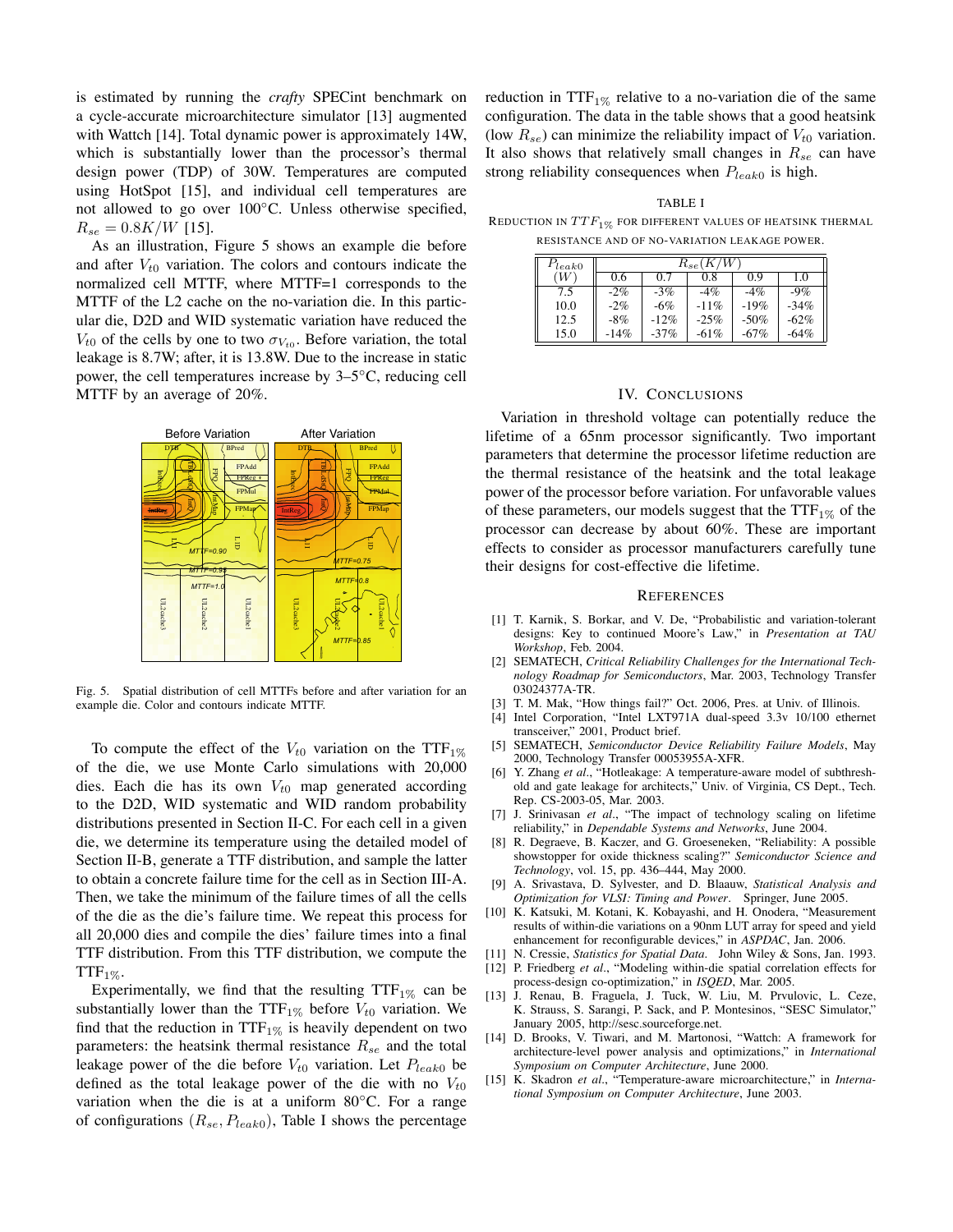is estimated by running the *crafty* SPECint benchmark on a cycle-accurate microarchitecture simulator [13] augmented with Wattch [14]. Total dynamic power is approximately 14W, which is substantially lower than the processor's thermal design power (TDP) of 30W. Temperatures are computed using HotSpot [15], and individual cell temperatures are not allowed to go over 100°C. Unless otherwise specified, $R_{se} = 0.8K/W$ [15].

As an illustration, Figure 5 shows an example die before and after $V_{t0}$ variation. The colors and contours indicate the normalized cell MTTF, where MTTF=1 corresponds to the MTTF of the L2 cache on the no-variation die. In this particular die, D2D and WID systematic variation have reduced the $V_{t0}$ of the cells by one to two $\sigma_{V_{t0}}$. Before variation, the total leakage is 8.7W; after, it is 13.8W. Due to the increase in static power, the cell temperatures increase by 3–5°C, reducing cell MTTF by an average of 20%.

Before Variation

After Variation

MTTF=0.90

MTTF=0.95

MTTF=1.0

MTTF=0.75

MTTF=0.8

MTTF=0.85

Fig. 5. Spatial distribution of cell MTTFs before and after variation for an example die. Color and contours indicate MTTF.

To compute the effect of the $V_{t0}$ variation on the $\text{TTF}_{1\%}$ of the die, we use Monte Carlo simulations with 20,000 dies. Each die has its own $V_{t0}$ map generated according to the D2D, WID systematic and WID random probability distributions presented in Section II-C. For each cell in a given die, we determine its temperature using the detailed model of Section II-B, generate a TTF distribution, and sample the latter to obtain a concrete failure time for the cell as in Section III-A. Then, we take the minimum of the failure times of all the cells of the die as the die's failure time. We repeat this process for all 20,000 dies and compile the dies' failure times into a final TTF distribution. From this TTF distribution, we compute the $\text{TTF}_{1\%}$.

Experimentally, we find that the resulting $\text{TTF}_{1\%}$ can be substantially lower than the $\text{TTF}_{1\%}$ before $V_{t0}$ variation. We find that the reduction in $\text{TTF}_{1\%}$ is heavily dependent on two parameters: the heatsink thermal resistance $R_{se}$ and the total leakage power of the die before $V_{t0}$ variation. Let $P_{leak0}$ be defined as the total leakage power of the die with no $V_{t0}$ variation when the die is at a uniform 80°C. For a range of configurations $(R_{se}, P_{leak0})$, Table I shows the percentage reduction in $\text{TTF}_{1\%}$ relative to a no-variation die of the same configuration. The data in the table shows that a good heatsink (low $R_{se}$) can minimize the reliability impact of $V_{t0}$ variation. It also shows that relatively small changes in $R_{se}$ can have strong reliability consequences when $P_{leak0}$ is high.

TABLE I

REDUCTION IN $TTF_{1\%}$ FOR DIFFERENT VALUES OF HEATSINK THERMAL RESISTANCE AND OF NO-VARIATION LEAKAGE POWER.

| $P_{leak0}$ | $R_{se}(K/W)$ | | | | |
|---|---|---|---|---|---|
| $(W)$ | 0.6 | 0.7 | 0.8 | 0.9 | 1.0 |
| 7.5 | -2% | -3% | -4% | -4% | -9% |
| 10.0 | -2% | -6% | -11% | -19% | -34% |
| 12.5 | -8% | -12% | -25% | -50% | -62% |
| 15.0 | -14% | -37% | -61% | -67% | -64% |

## IV. Conclusions

Variation in threshold voltage can potentially reduce the lifetime of a 65nm processor significantly. Two important parameters that determine the processor lifetime reduction are the thermal resistance of the heatsink and the total leakage power of the processor before variation. For unfavorable values of these parameters, our models suggest that the $\text{TTF}_{1\%}$ of the processor can decrease by about 60%. These are important effects to consider as processor manufacturers carefully tune their designs for cost-effective die lifetime.

## References

[1] T. Karnik, S. Borkar, and V. De, "Probabilistic and variation-tolerant designs: Key to continued Moore's Law," in *Presentation at TAU Workshop*, Feb. 2004.

[2] SEMATECH, *Critical Reliability Challenges for the International Technology Roadmap for Semiconductors*, Mar. 2003, Technology Transfer 03024377A-TR.

[3] T. M. Mak, "How things fail?" Oct. 2006, Pres. at Univ. of Illinois.

[4] Intel Corporation, "Intel LXT971A dual-speed 3.3v 10/100 ethernet transceiver," 2001, Product brief.

[5] SEMATECH, *Semiconductor Device Reliability Failure Models*, May 2000, Technology Transfer 00053955A-XFR.

[6] Y. Zhang *et al.*, "Hotleakage: A temperature-aware model of subthreshold and gate leakage for architects," Univ. of Virginia, CS Dept., Tech. Rep. CS-2003-05, Mar. 2003.

[7] J. Srinivasan *et al.*, "The impact of technology scaling on lifetime reliability," in *Dependable Systems and Networks*, June 2004.

[8] R. Degraeve, B. Kaczer, and G. Groeseneken, "Reliability: A possible showstopper for oxide thickness scaling?" *Semiconductor Science and Technology*, vol. 15, pp. 436–444, May 2000.

[9] A. Srivastava, D. Sylvester, and D. Blaauw, *Statistical Analysis and Optimization for VLSI: Timing and Power*. Springer, June 2005.

[10] K. Katsuki, M. Kotani, K. Kobayashi, and H. Onodera, "Measurement results of within-die variations on a 90nm LUT array for speed and yield enhancement for reconfigurable devices," in *ASPDAC*, Jan. 2006.

[11] N. Cressie, *Statistics for Spatial Data*. John Wiley & Sons, Jan. 1993.

[12] P. Friedberg *et al.*, "Modeling within-die spatial correlation effects for process-design co-optimization," in *ISQED*, Mar. 2005.

[13] J. Renau, B. Fraguela, J. Tuck, W. Liu, M. Prvulovic, L. Ceze, K. Strauss, S. Sarangi, P. Sack, and P. Montesinos, "SESC Simulator," January 2005, http://sesc.sourceforge.net.

[14] D. Brooks, V. Tiwari, and M. Martonosi, "Wattch: A framework for architecture-level power analysis and optimizations," in *International Symposium on Computer Architecture*, June 2000.

[15] K. Skadron *et al.*, "Temperature-aware microarchitecture," in *International Symposium on Computer Architecture*, June 2003.